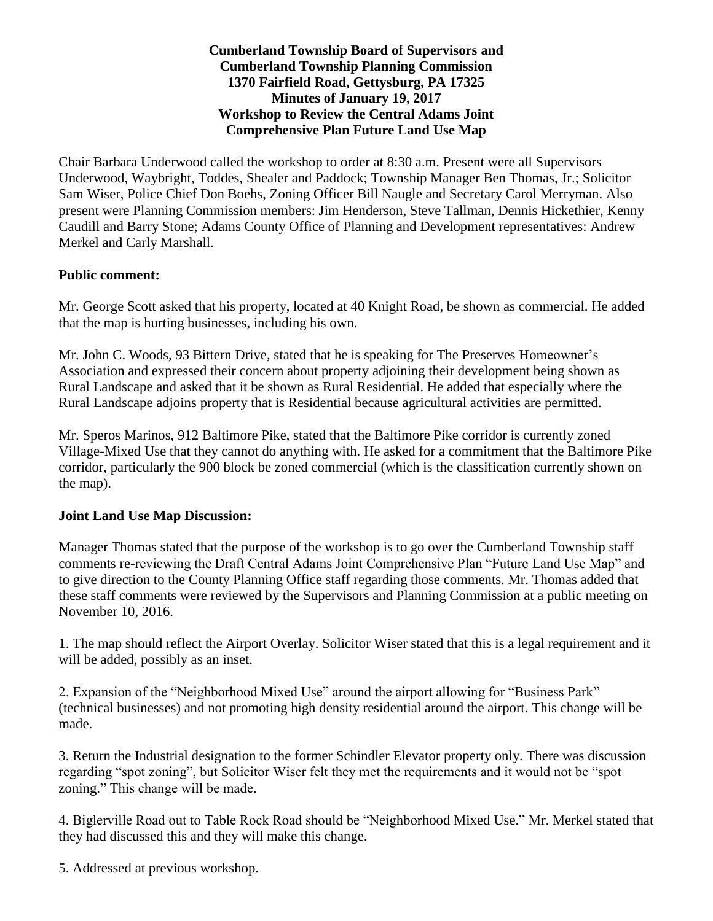**Cumberland Township Board of Supervisors and Cumberland Township Planning Commission 1370 Fairfield Road, Gettysburg, PA 17325 Minutes of January 19, 2017 Workshop to Review the Central Adams Joint Comprehensive Plan Future Land Use Map**

Chair Barbara Underwood called the workshop to order at 8:30 a.m. Present were all Supervisors Underwood, Waybright, Toddes, Shealer and Paddock; Township Manager Ben Thomas, Jr.; Solicitor Sam Wiser, Police Chief Don Boehs, Zoning Officer Bill Naugle and Secretary Carol Merryman. Also present were Planning Commission members: Jim Henderson, Steve Tallman, Dennis Hickethier, Kenny Caudill and Barry Stone; Adams County Office of Planning and Development representatives: Andrew Merkel and Carly Marshall.

**Public comment:**

Mr. George Scott asked that his property, located at 40 Knight Road, be shown as commercial. He added that the map is hurting businesses, including his own.

Mr. John C. Woods, 93 Bittern Drive, stated that he is speaking for The Preserves Homeowner's Association and expressed their concern about property adjoining their development being shown as Rural Landscape and asked that it be shown as Rural Residential. He added that especially where the Rural Landscape adjoins property that is Residential because agricultural activities are permitted.

Mr. Speros Marinos, 912 Baltimore Pike, stated that the Baltimore Pike corridor is currently zoned Village-Mixed Use that they cannot do anything with. He asked for a commitment that the Baltimore Pike corridor, particularly the 900 block be zoned commercial (which is the classification currently shown on the map).

**Joint Land Use Map Discussion:**

Manager Thomas stated that the purpose of the workshop is to go over the Cumberland Township staff comments re-reviewing the Draft Central Adams Joint Comprehensive Plan "Future Land Use Map" and to give direction to the County Planning Office staff regarding those comments. Mr. Thomas added that these staff comments were reviewed by the Supervisors and Planning Commission at a public meeting on November 10, 2016.

1. The map should reflect the Airport Overlay. Solicitor Wiser stated that this is a legal requirement and it will be added, possibly as an inset.

2. Expansion of the "Neighborhood Mixed Use" around the airport allowing for "Business Park" (technical businesses) and not promoting high density residential around the airport. This change will be made.

3. Return the Industrial designation to the former Schindler Elevator property only. There was discussion regarding "spot zoning", but Solicitor Wiser felt they met the requirements and it would not be "spot zoning." This change will be made.

4. Biglerville Road out to Table Rock Road should be "Neighborhood Mixed Use." Mr. Merkel stated that they had discussed this and they will make this change.

5. Addressed at previous workshop.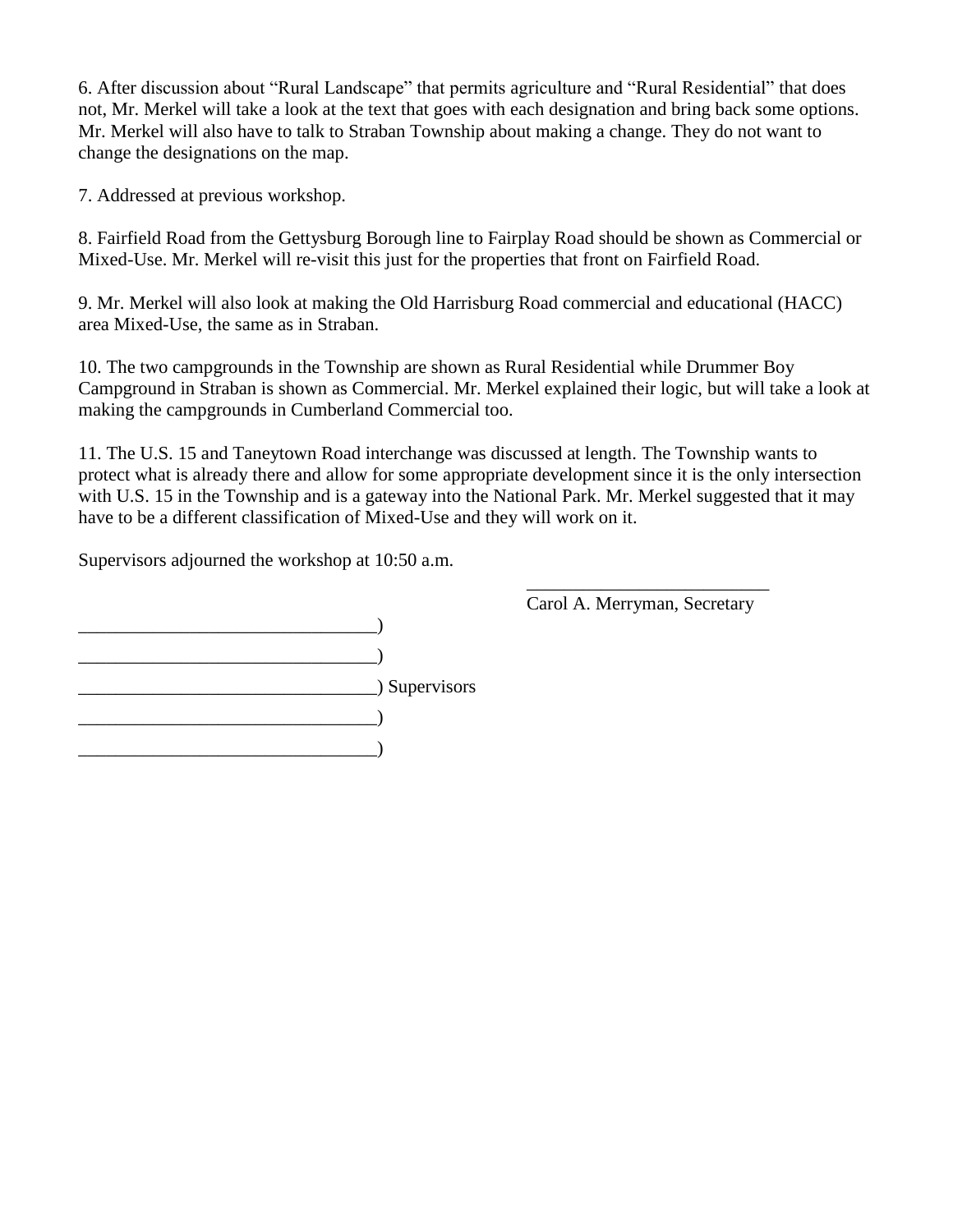6. After discussion about "Rural Landscape" that permits agriculture and "Rural Residential" that does not, Mr. Merkel will take a look at the text that goes with each designation and bring back some options. Mr. Merkel will also have to talk to Straban Township about making a change. They do not want to change the designations on the map.

7. Addressed at previous workshop.

8. Fairfield Road from the Gettysburg Borough line to Fairplay Road should be shown as Commercial or Mixed-Use. Mr. Merkel will re-visit this just for the properties that front on Fairfield Road.

9. Mr. Merkel will also look at making the Old Harrisburg Road commercial and educational (HACC) area Mixed-Use, the same as in Straban.

10. The two campgrounds in the Township are shown as Rural Residential while Drummer Boy Campground in Straban is shown as Commercial. Mr. Merkel explained their logic, but will take a look at making the campgrounds in Cumberland Commercial too.

11. The U.S. 15 and Taneytown Road interchange was discussed at length. The Township wants to protect what is already there and allow for some appropriate development since it is the only intersection with U.S. 15 in the Township and is a gateway into the National Park. Mr. Merkel suggested that it may have to be a different classification of Mixed-Use and they will work on it.

Supervisors adjourned the workshop at 10:50 a.m.

___________________________
Carol A. Merryman, Secretary

_________________________________)
_________________________________)
_________________________________) Supervisors
_________________________________)
_________________________________)